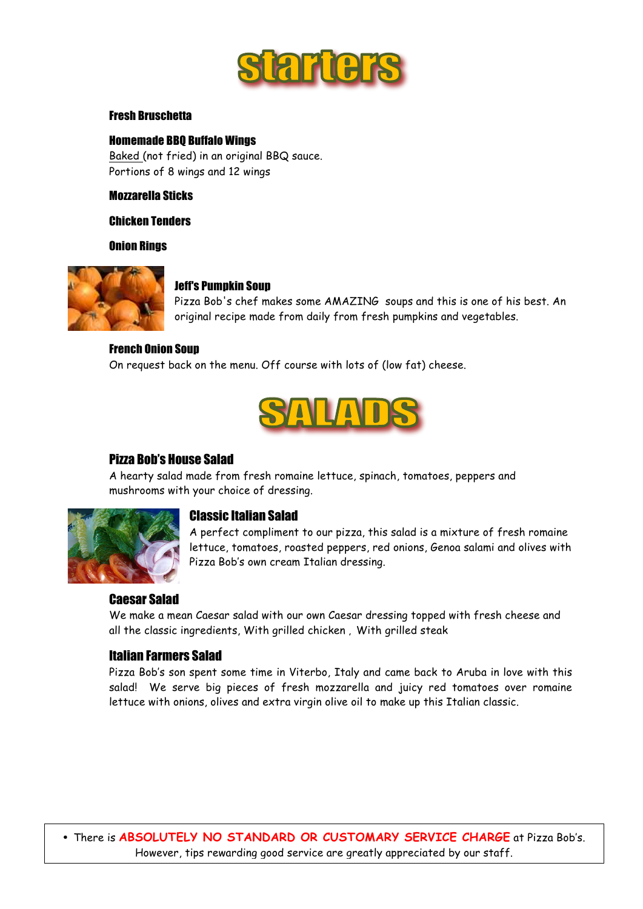# starters

### Fresh Bruschetta

### Homemade BBQ Buffalo Wings

Baked (not fried) in an original BBQ sauce.
Portions of 8 wings and 12 wings

### Mozzarella Sticks

### Chicken Tenders

### Onion Rings

### Jeff's Pumpkin Soup

Pizza Bob's chef makes some AMAZING soups and this is one of his best. An original recipe made from daily from fresh pumpkins and vegetables.

### French Onion Soup

On request back on the menu. Off course with lots of (low fat) cheese.

# SALADS

### Pizza Bob's House Salad

A hearty salad made from fresh romaine lettuce, spinach, tomatoes, peppers and mushrooms with your choice of dressing.

### Classic Italian Salad

A perfect compliment to our pizza, this salad is a mixture of fresh romaine lettuce, tomatoes, roasted peppers, red onions, Genoa salami and olives with Pizza Bob's own cream Italian dressing.

### Caesar Salad

We make a mean Caesar salad with our own Caesar dressing topped with fresh cheese and all the classic ingredients, With grilled chicken , With grilled steak

### Italian Farmers Salad

Pizza Bob's son spent some time in Viterbo, Italy and came back to Aruba in love with this salad! We serve big pieces of fresh mozzarella and juicy red tomatoes over romaine lettuce with onions, olives and extra virgin olive oil to make up this Italian classic.

- There is **ABSOLUTELY NO STANDARD OR CUSTOMARY SERVICE CHARGE** at Pizza Bob's. However, tips rewarding good service are greatly appreciated by our staff.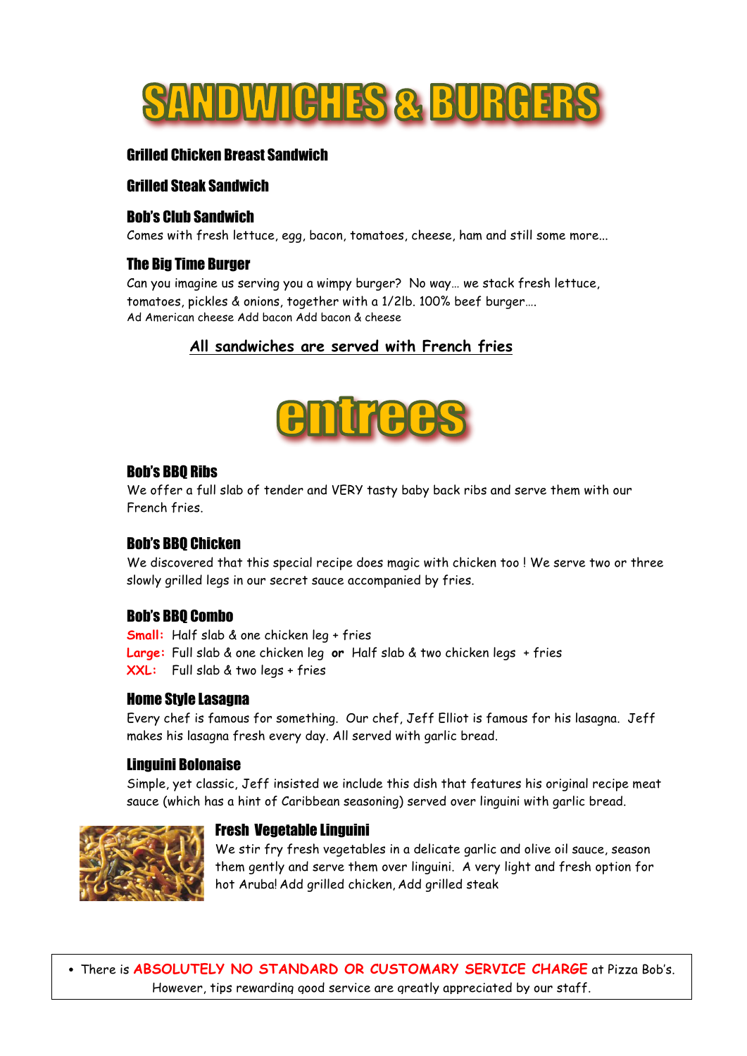# SANDWICHES & BURGERS

### Grilled Chicken Breast Sandwich

### Grilled Steak Sandwich

### Bob's Club Sandwich

Comes with fresh lettuce, egg, bacon, tomatoes, cheese, ham and still some more...

### The Big Time Burger

Can you imagine us serving you a wimpy burger? No way… we stack fresh lettuce, tomatoes, pickles & onions, together with a 1/2lb. 100% beef burger….
Ad American cheese Add bacon Add bacon & cheese

**All sandwiches are served with French fries**

# entrees

### Bob's BBQ Ribs

We offer a full slab of tender and VERY tasty baby back ribs and serve them with our French fries.

### Bob's BBQ Chicken

We discovered that this special recipe does magic with chicken too ! We serve two or three slowly grilled legs in our secret sauce accompanied by fries.

### Bob's BBQ Combo

**Small:** Half slab & one chicken leg + fries
**Large:** Full slab & one chicken leg **or** Half slab & two chicken legs + fries
**XXL:** Full slab & two legs + fries

### Home Style Lasagna

Every chef is famous for something. Our chef, Jeff Elliot is famous for his lasagna. Jeff makes his lasagna fresh every day. All served with garlic bread.

### Linguini Bolonaise

Simple, yet classic, Jeff insisted we include this dish that features his original recipe meat sauce (which has a hint of Caribbean seasoning) served over linguini with garlic bread.

### Fresh Vegetable Linguini

We stir fry fresh vegetables in a delicate garlic and olive oil sauce, season them gently and serve them over linguini. A very light and fresh option for hot Aruba! Add grilled chicken, Add grilled steak

- There is **ABSOLUTELY NO STANDARD OR CUSTOMARY SERVICE CHARGE** at Pizza Bob's. However, tips rewarding good service are greatly appreciated by our staff.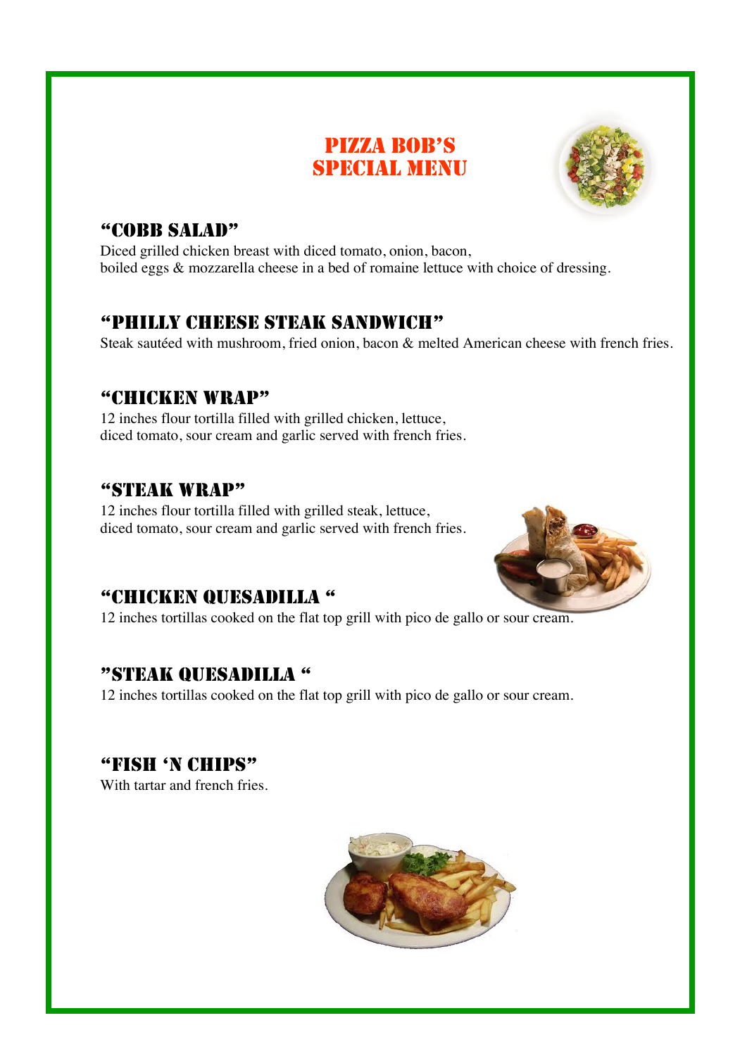# Pizza Bob's Special Menu

## "Cobb Salad"

Diced grilled chicken breast with diced tomato, onion, bacon,
boiled eggs & mozzarella cheese in a bed of romaine lettuce with choice of dressing.

## "Philly Cheese Steak Sandwich"

Steak sautéed with mushroom, fried onion, bacon & melted American cheese with french fries.

## "Chicken Wrap"

12 inches flour tortilla filled with grilled chicken, lettuce,
diced tomato, sour cream and garlic served with french fries.

## "Steak Wrap"

12 inches flour tortilla filled with grilled steak, lettuce,
diced tomato, sour cream and garlic served with french fries.

## "Chicken Quesadilla "

12 inches tortillas cooked on the flat top grill with pico de gallo or sour cream.

## "Steak Quesadilla "

12 inches tortillas cooked on the flat top grill with pico de gallo or sour cream.

## "Fish 'n Chips"

With tartar and french fries.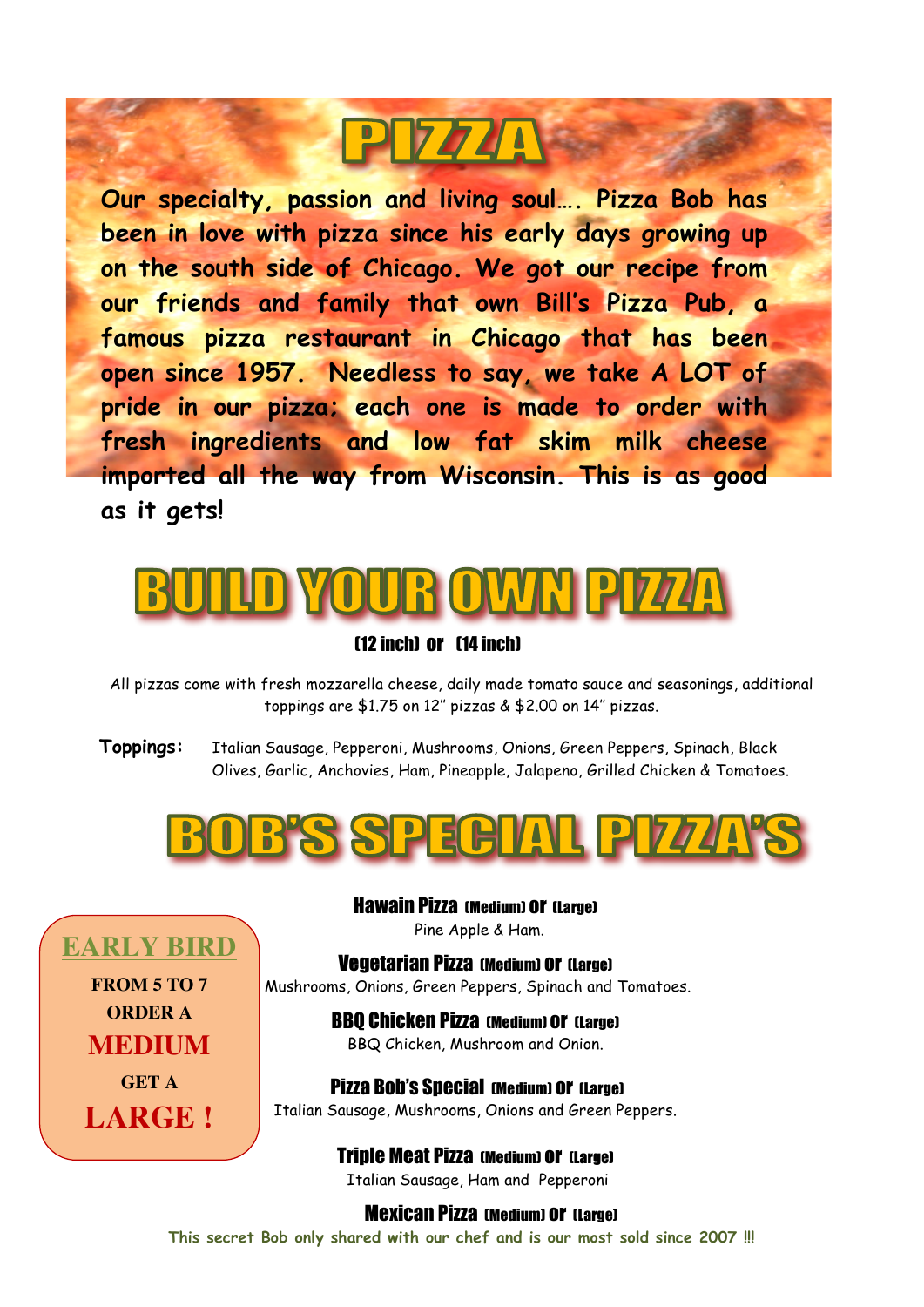# PIZZA

**Our specialty, passion and living soul…. Pizza Bob has been in love with pizza since his early days growing up on the south side of Chicago. We got our recipe from our friends and family that own Bill's Pizza Pub, a famous pizza restaurant in Chicago that has been open since 1957. Needless to say, we take A LOT of pride in our pizza; each one is made to order with fresh ingredients and low fat skim milk cheese imported all the way from Wisconsin. This is as good as it gets!**

# BUILD YOUR OWN PIZZA

(12 inch) or (14 inch)

All pizzas come with fresh mozzarella cheese, daily made tomato sauce and seasonings, additional toppings are $1.75 on 12" pizzas & $2.00 on 14" pizzas.

**Toppings:** Italian Sausage, Pepperoni, Mushrooms, Onions, Green Peppers, Spinach, Black Olives, Garlic, Anchovies, Ham, Pineapple, Jalapeno, Grilled Chicken & Tomatoes.

# BOB'S SPECIAL PIZZA'S

**EARLY BIRD**

**FROM 5 TO 7 ORDER A MEDIUM GET A LARGE !**

**Hawain Pizza** (Medium) or (Large)
Pine Apple & Ham.

**Vegetarian Pizza** (Medium) or (Large)
Mushrooms, Onions, Green Peppers, Spinach and Tomatoes.

**BBQ Chicken Pizza** (Medium) or (Large)
BBQ Chicken, Mushroom and Onion.

**Pizza Bob's Special** (Medium) or (Large)
Italian Sausage, Mushrooms, Onions and Green Peppers.

**Triple Meat Pizza** (Medium) or (Large)
Italian Sausage, Ham and Pepperoni

**Mexican Pizza** (Medium) or (Large)
**This secret Bob only shared with our chef and is our most sold since 2007 !!!**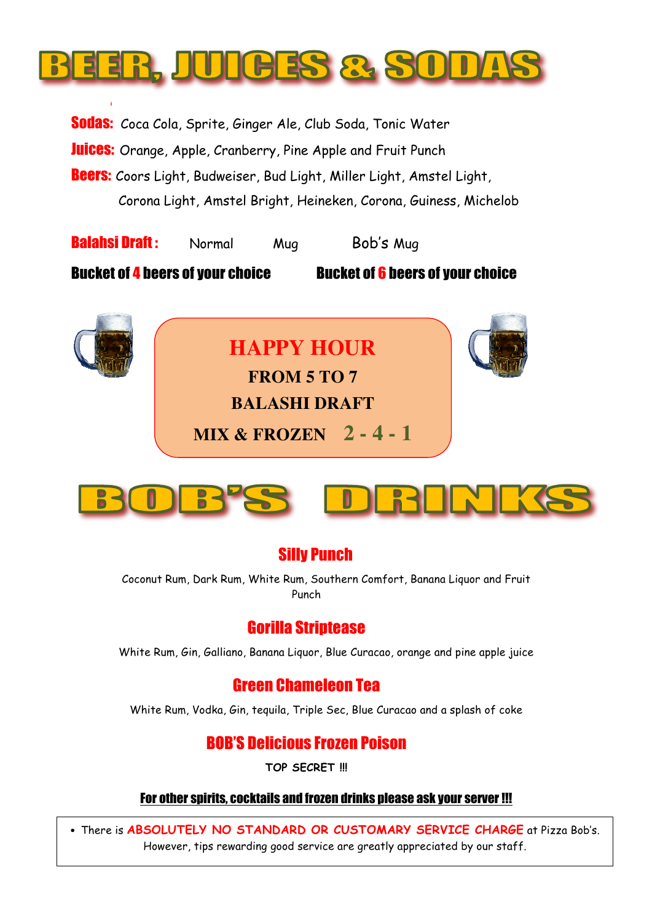# BEER, JUICES & SODAS

**Sodas:** Coca Cola, Sprite, Ginger Ale, Club Soda, Tonic Water

**Juices:** Orange, Apple, Cranberry, Pine Apple and Fruit Punch

**Beers:** Coors Light, Budweiser, Bud Light, Miller Light, Amstel Light, Corona Light, Amstel Bright, Heineken, Corona, Guiness, Michelob

**Balahsi Draft :** Normal Mug Bob's Mug

**Bucket of 4 beers of your choice** **Bucket of 6 beers of your choice**

**HAPPY HOUR**
**FROM 5 TO 7**
**BALASHI DRAFT**
**MIX & FROZEN 2 - 4 - 1**

# BOB'S DRINKS

## Silly Punch

Coconut Rum, Dark Rum, White Rum, Southern Comfort, Banana Liquor and Fruit Punch

## Gorilla Striptease

White Rum, Gin, Galliano, Banana Liquor, Blue Curacao, orange and pine apple juice

## Green Chameleon Tea

White Rum, Vodka, Gin, tequila, Triple Sec, Blue Curacao and a splash of coke

## BOB'S Delicious Frozen Poison

TOP SECRET !!!

**For other spirits, cocktails and frozen drinks please ask your server !!!**

- There is ABSOLUTELY NO STANDARD OR CUSTOMARY SERVICE CHARGE at Pizza Bob's. However, tips rewarding good service are greatly appreciated by our staff.